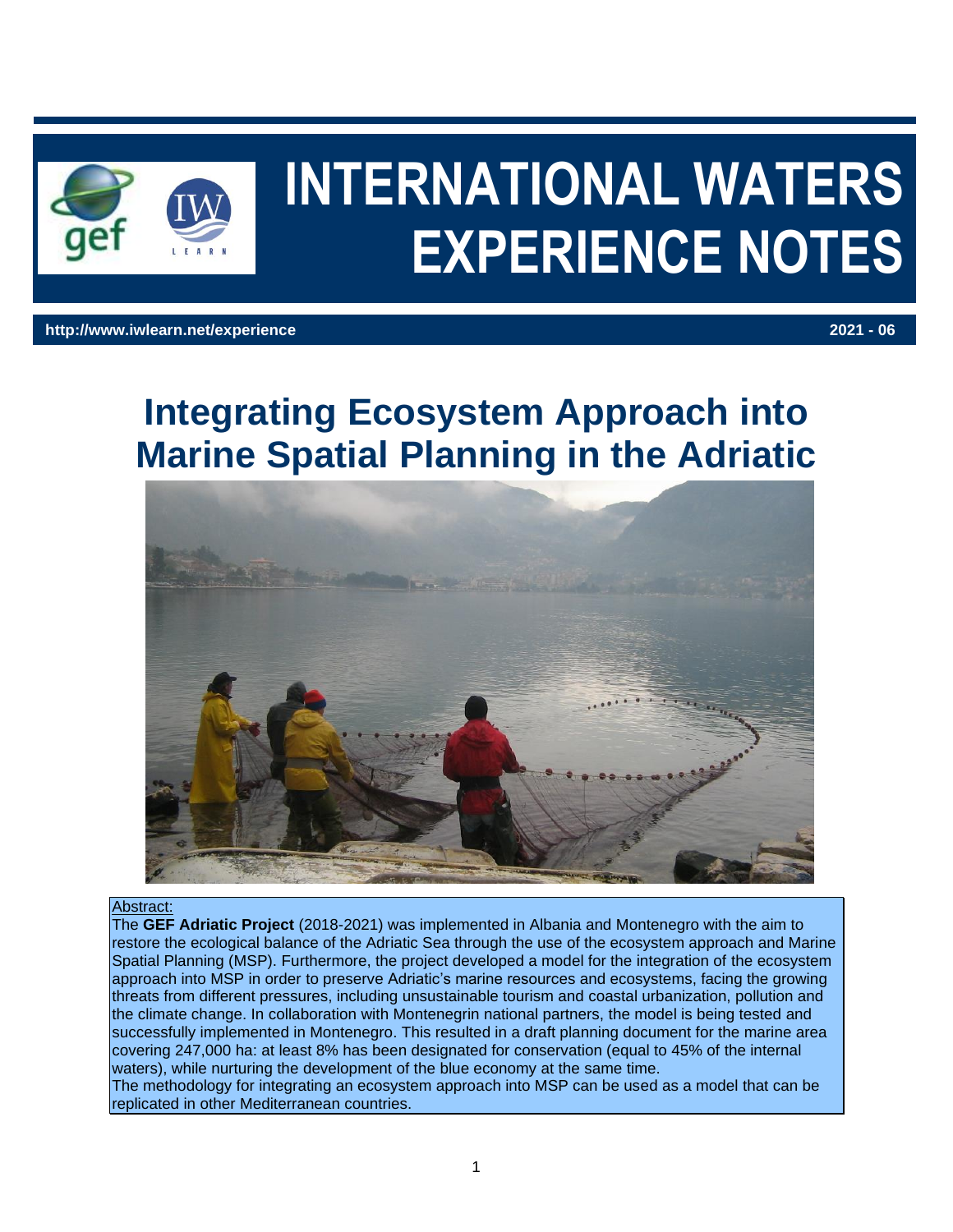# INTERNATIONAL WATERS EXPERIENCE NOTES

**http://www.iwlearn.net/experience** **2021 - 06**

# Integrating Ecosystem Approach into Marine Spatial Planning in the Adriatic

Abstract:

The **GEF Adriatic Project** (2018-2021) was implemented in Albania and Montenegro with the aim to restore the ecological balance of the Adriatic Sea through the use of the ecosystem approach and Marine Spatial Planning (MSP). Furthermore, the project developed a model for the integration of the ecosystem approach into MSP in order to preserve Adriatic's marine resources and ecosystems, facing the growing threats from different pressures, including unsustainable tourism and coastal urbanization, pollution and the climate change. In collaboration with Montenegrin national partners, the model is being tested and successfully implemented in Montenegro. This resulted in a draft planning document for the marine area covering 247,000 ha: at least 8% has been designated for conservation (equal to 45% of the internal waters), while nurturing the development of the blue economy at the same time.

The methodology for integrating an ecosystem approach into MSP can be used as a model that can be replicated in other Mediterranean countries.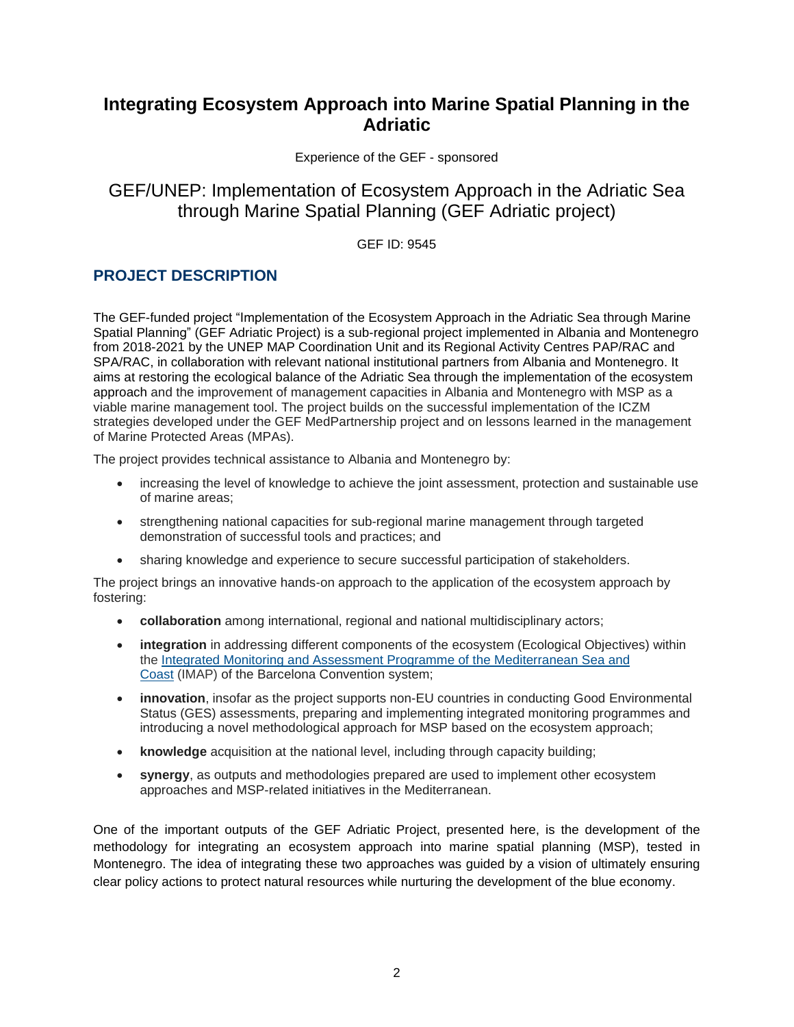# Integrating Ecosystem Approach into Marine Spatial Planning in the Adriatic

Experience of the GEF - sponsored

## GEF/UNEP: Implementation of Ecosystem Approach in the Adriatic Sea through Marine Spatial Planning (GEF Adriatic project)

GEF ID: 9545

## PROJECT DESCRIPTION

The GEF-funded project "Implementation of the Ecosystem Approach in the Adriatic Sea through Marine Spatial Planning" (GEF Adriatic Project) is a sub-regional project implemented in Albania and Montenegro from 2018-2021 by the UNEP MAP Coordination Unit and its Regional Activity Centres PAP/RAC and SPA/RAC, in collaboration with relevant national institutional partners from Albania and Montenegro. It aims at restoring the ecological balance of the Adriatic Sea through the implementation of the ecosystem approach and the improvement of management capacities in Albania and Montenegro with MSP as a viable marine management tool. The project builds on the successful implementation of the ICZM strategies developed under the GEF MedPartnership project and on lessons learned in the management of Marine Protected Areas (MPAs).

The project provides technical assistance to Albania and Montenegro by:

- increasing the level of knowledge to achieve the joint assessment, protection and sustainable use of marine areas;
- strengthening national capacities for sub-regional marine management through targeted demonstration of successful tools and practices; and
- sharing knowledge and experience to secure successful participation of stakeholders.

The project brings an innovative hands-on approach to the application of the ecosystem approach by fostering:

- **collaboration** among international, regional and national multidisciplinary actors;
- **integration** in addressing different components of the ecosystem (Ecological Objectives) within the [Integrated Monitoring and Assessment Programme of the Mediterranean Sea and Coast](#) (IMAP) of the Barcelona Convention system;
- **innovation**, insofar as the project supports non-EU countries in conducting Good Environmental Status (GES) assessments, preparing and implementing integrated monitoring programmes and introducing a novel methodological approach for MSP based on the ecosystem approach;
- **knowledge** acquisition at the national level, including through capacity building;
- **synergy**, as outputs and methodologies prepared are used to implement other ecosystem approaches and MSP-related initiatives in the Mediterranean.

One of the important outputs of the GEF Adriatic Project, presented here, is the development of the methodology for integrating an ecosystem approach into marine spatial planning (MSP), tested in Montenegro. The idea of integrating these two approaches was guided by a vision of ultimately ensuring clear policy actions to protect natural resources while nurturing the development of the blue economy.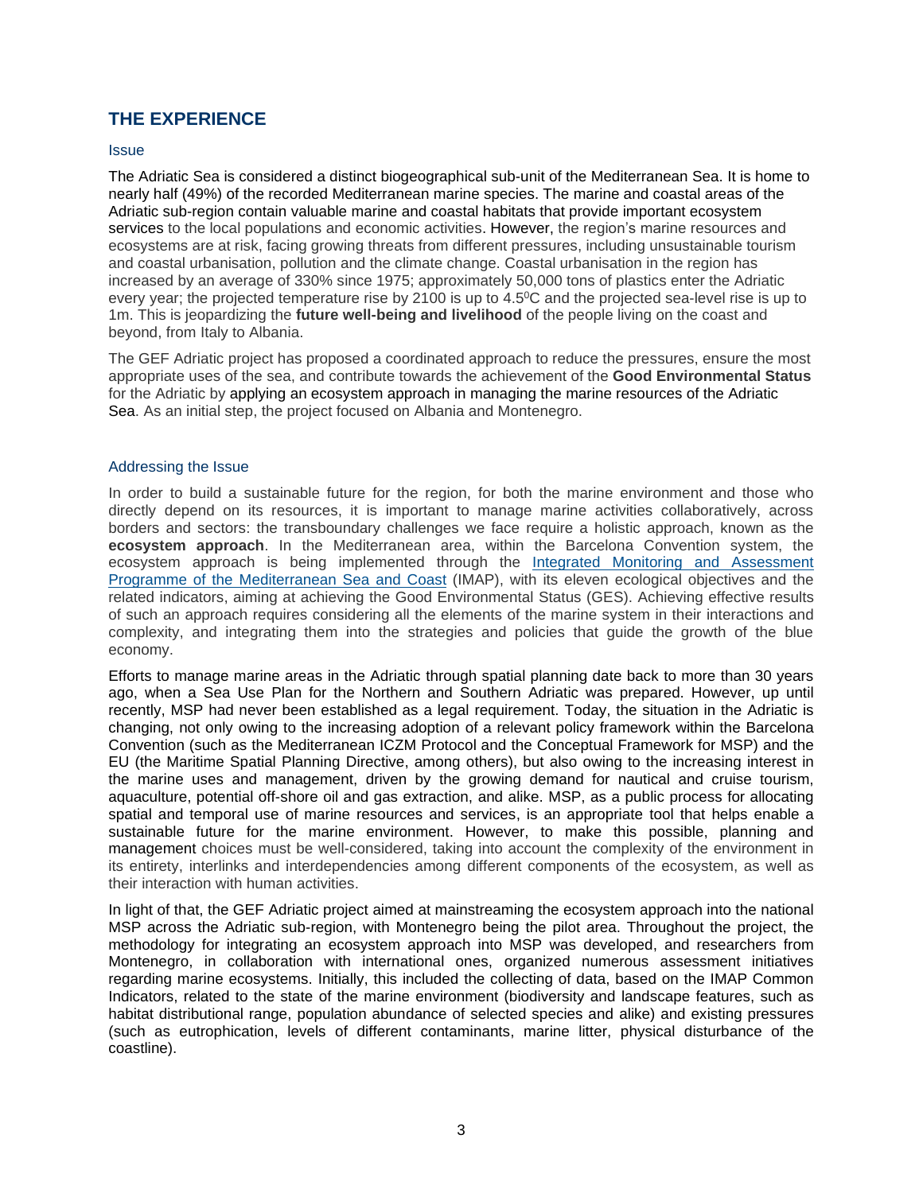## THE EXPERIENCE

### Issue

The Adriatic Sea is considered a distinct biogeographical sub-unit of the Mediterranean Sea. It is home to nearly half (49%) of the recorded Mediterranean marine species. The marine and coastal areas of the Adriatic sub-region contain valuable marine and coastal habitats that provide important ecosystem services to the local populations and economic activities. However, the region's marine resources and ecosystems are at risk, facing growing threats from different pressures, including unsustainable tourism and coastal urbanisation, pollution and the climate change. Coastal urbanisation in the region has increased by an average of 330% since 1975; approximately 50,000 tons of plastics enter the Adriatic every year; the projected temperature rise by 2100 is up to 4.5$^{0}$C and the projected sea-level rise is up to 1m. This is jeopardizing the **future well-being and livelihood** of the people living on the coast and beyond, from Italy to Albania.

The GEF Adriatic project has proposed a coordinated approach to reduce the pressures, ensure the most appropriate uses of the sea, and contribute towards the achievement of the **Good Environmental Status** for the Adriatic by applying an ecosystem approach in managing the marine resources of the Adriatic Sea. As an initial step, the project focused on Albania and Montenegro.

### Addressing the Issue

In order to build a sustainable future for the region, for both the marine environment and those who directly depend on its resources, it is important to manage marine activities collaboratively, across borders and sectors: the transboundary challenges we face require a holistic approach, known as the **ecosystem approach**. In the Mediterranean area, within the Barcelona Convention system, the ecosystem approach is being implemented through the Integrated Monitoring and Assessment Programme of the Mediterranean Sea and Coast (IMAP), with its eleven ecological objectives and the related indicators, aiming at achieving the Good Environmental Status (GES). Achieving effective results of such an approach requires considering all the elements of the marine system in their interactions and complexity, and integrating them into the strategies and policies that guide the growth of the blue economy.

Efforts to manage marine areas in the Adriatic through spatial planning date back to more than 30 years ago, when a Sea Use Plan for the Northern and Southern Adriatic was prepared. However, up until recently, MSP had never been established as a legal requirement. Today, the situation in the Adriatic is changing, not only owing to the increasing adoption of a relevant policy framework within the Barcelona Convention (such as the Mediterranean ICZM Protocol and the Conceptual Framework for MSP) and the EU (the Maritime Spatial Planning Directive, among others), but also owing to the increasing interest in the marine uses and management, driven by the growing demand for nautical and cruise tourism, aquaculture, potential off-shore oil and gas extraction, and alike. MSP, as a public process for allocating spatial and temporal use of marine resources and services, is an appropriate tool that helps enable a sustainable future for the marine environment. However, to make this possible, planning and management choices must be well-considered, taking into account the complexity of the environment in its entirety, interlinks and interdependencies among different components of the ecosystem, as well as their interaction with human activities.

In light of that, the GEF Adriatic project aimed at mainstreaming the ecosystem approach into the national MSP across the Adriatic sub-region, with Montenegro being the pilot area. Throughout the project, the methodology for integrating an ecosystem approach into MSP was developed, and researchers from Montenegro, in collaboration with international ones, organized numerous assessment initiatives regarding marine ecosystems. Initially, this included the collecting of data, based on the IMAP Common Indicators, related to the state of the marine environment (biodiversity and landscape features, such as habitat distributional range, population abundance of selected species and alike) and existing pressures (such as eutrophication, levels of different contaminants, marine litter, physical disturbance of the coastline).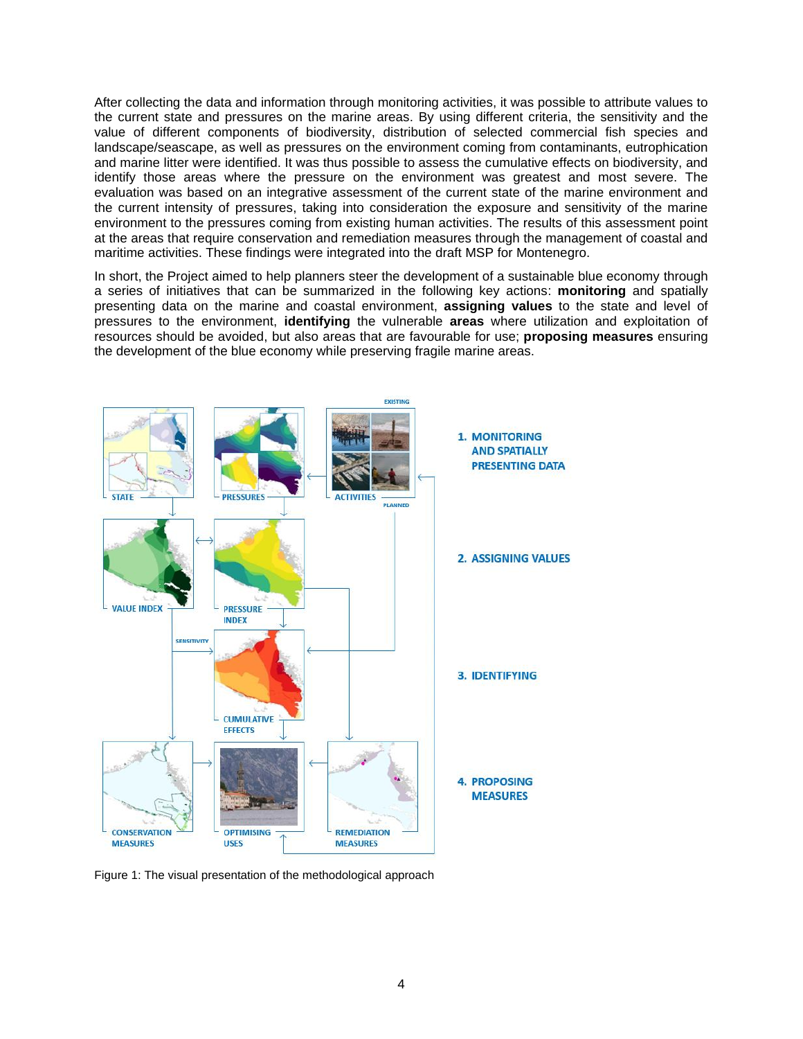After collecting the data and information through monitoring activities, it was possible to attribute values to the current state and pressures on the marine areas. By using different criteria, the sensitivity and the value of different components of biodiversity, distribution of selected commercial fish species and landscape/seascape, as well as pressures on the environment coming from contaminants, eutrophication and marine litter were identified. It was thus possible to assess the cumulative effects on biodiversity, and identify those areas where the pressure on the environment was greatest and most severe. The evaluation was based on an integrative assessment of the current state of the marine environment and the current intensity of pressures, taking into consideration the exposure and sensitivity of the marine environment to the pressures coming from existing human activities. The results of this assessment point at the areas that require conservation and remediation measures through the management of coastal and maritime activities. These findings were integrated into the draft MSP for Montenegro.

In short, the Project aimed to help planners steer the development of a sustainable blue economy through a series of initiatives that can be summarized in the following key actions: **monitoring** and spatially presenting data on the marine and coastal environment, **assigning values** to the state and level of pressures to the environment, **identifying** the vulnerable **areas** where utilization and exploitation of resources should be avoided, but also areas that are favourable for use; **proposing measures** ensuring the development of the blue economy while preserving fragile marine areas.

Figure 1: The visual presentation of the methodological approach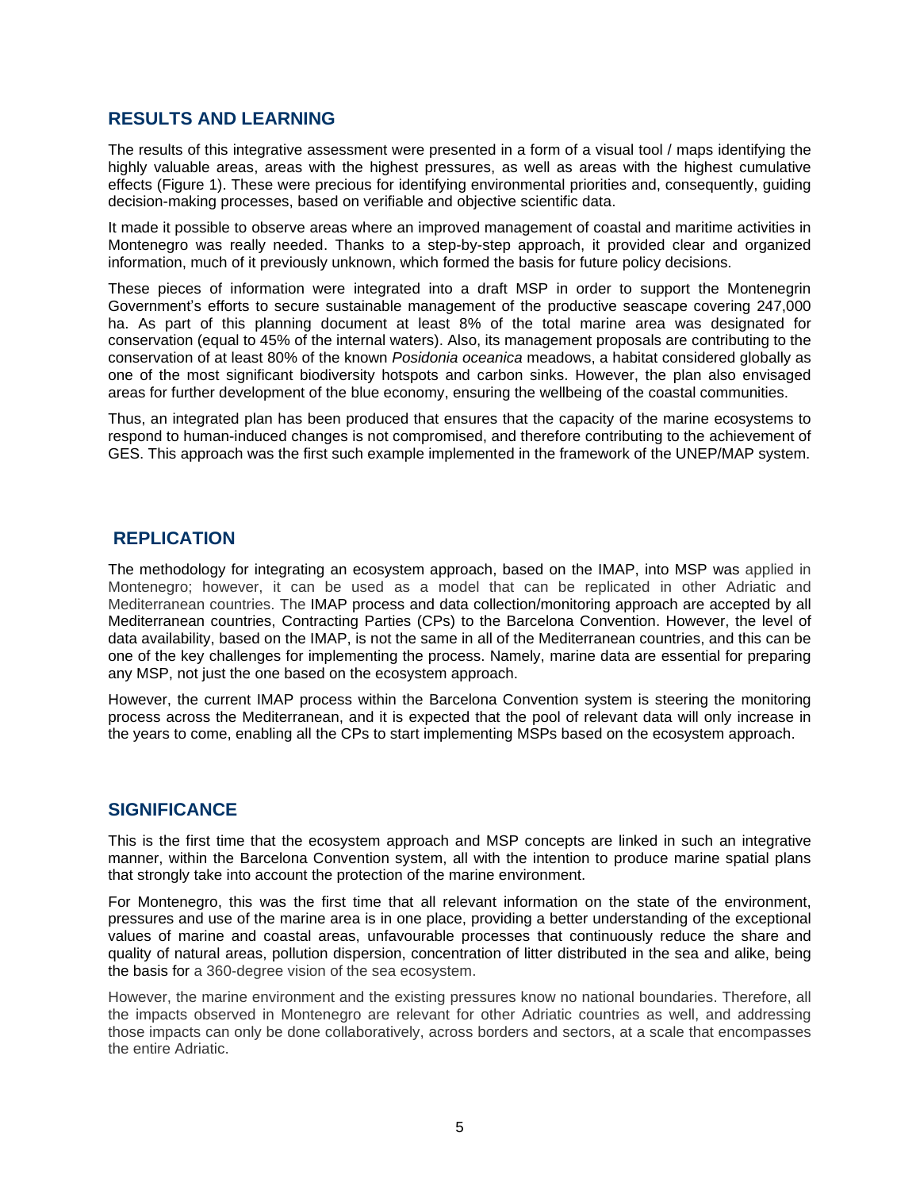## RESULTS AND LEARNING

The results of this integrative assessment were presented in a form of a visual tool / maps identifying the highly valuable areas, areas with the highest pressures, as well as areas with the highest cumulative effects (Figure 1). These were precious for identifying environmental priorities and, consequently, guiding decision-making processes, based on verifiable and objective scientific data.

It made it possible to observe areas where an improved management of coastal and maritime activities in Montenegro was really needed. Thanks to a step-by-step approach, it provided clear and organized information, much of it previously unknown, which formed the basis for future policy decisions.

These pieces of information were integrated into a draft MSP in order to support the Montenegrin Government's efforts to secure sustainable management of the productive seascape covering 247,000 ha. As part of this planning document at least 8% of the total marine area was designated for conservation (equal to 45% of the internal waters). Also, its management proposals are contributing to the conservation of at least 80% of the known *Posidonia oceanica* meadows, a habitat considered globally as one of the most significant biodiversity hotspots and carbon sinks. However, the plan also envisaged areas for further development of the blue economy, ensuring the wellbeing of the coastal communities.

Thus, an integrated plan has been produced that ensures that the capacity of the marine ecosystems to respond to human-induced changes is not compromised, and therefore contributing to the achievement of GES. This approach was the first such example implemented in the framework of the UNEP/MAP system.

## REPLICATION

The methodology for integrating an ecosystem approach, based on the IMAP, into MSP was applied in Montenegro; however, it can be used as a model that can be replicated in other Adriatic and Mediterranean countries. The IMAP process and data collection/monitoring approach are accepted by all Mediterranean countries, Contracting Parties (CPs) to the Barcelona Convention. However, the level of data availability, based on the IMAP, is not the same in all of the Mediterranean countries, and this can be one of the key challenges for implementing the process. Namely, marine data are essential for preparing any MSP, not just the one based on the ecosystem approach.

However, the current IMAP process within the Barcelona Convention system is steering the monitoring process across the Mediterranean, and it is expected that the pool of relevant data will only increase in the years to come, enabling all the CPs to start implementing MSPs based on the ecosystem approach.

## SIGNIFICANCE

This is the first time that the ecosystem approach and MSP concepts are linked in such an integrative manner, within the Barcelona Convention system, all with the intention to produce marine spatial plans that strongly take into account the protection of the marine environment.

For Montenegro, this was the first time that all relevant information on the state of the environment, pressures and use of the marine area is in one place, providing a better understanding of the exceptional values of marine and coastal areas, unfavourable processes that continuously reduce the share and quality of natural areas, pollution dispersion, concentration of litter distributed in the sea and alike, being the basis for a 360-degree vision of the sea ecosystem.

However, the marine environment and the existing pressures know no national boundaries. Therefore, all the impacts observed in Montenegro are relevant for other Adriatic countries as well, and addressing those impacts can only be done collaboratively, across borders and sectors, at a scale that encompasses the entire Adriatic.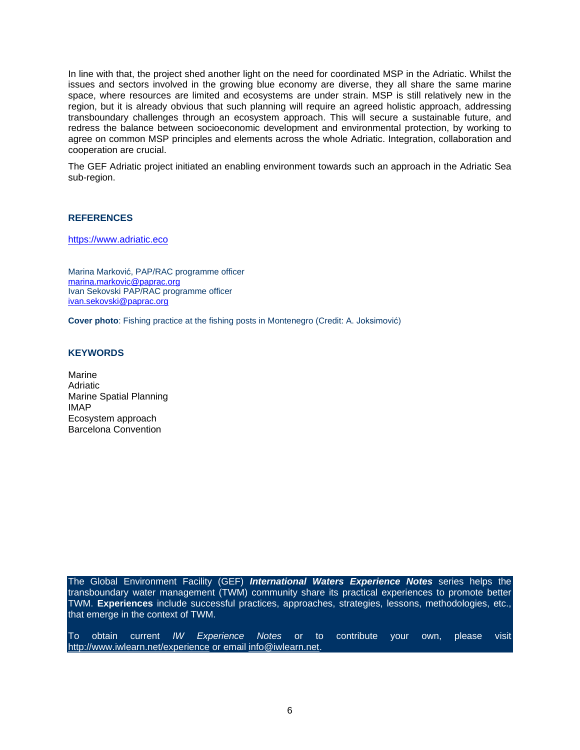In line with that, the project shed another light on the need for coordinated MSP in the Adriatic. Whilst the issues and sectors involved in the growing blue economy are diverse, they all share the same marine space, where resources are limited and ecosystems are under strain. MSP is still relatively new in the region, but it is already obvious that such planning will require an agreed holistic approach, addressing transboundary challenges through an ecosystem approach. This will secure a sustainable future, and redress the balance between socioeconomic development and environmental protection, by working to agree on common MSP principles and elements across the whole Adriatic. Integration, collaboration and cooperation are crucial.

The GEF Adriatic project initiated an enabling environment towards such an approach in the Adriatic Sea sub-region.

## REFERENCES

https://www.adriatic.eco

Marina Marković, PAP/RAC programme officer
marina.markovic@paprac.org
Ivan Sekovski PAP/RAC programme officer
ivan.sekovski@paprac.org

**Cover photo**: Fishing practice at the fishing posts in Montenegro (Credit: A. Joksimović)

## KEYWORDS

Marine
Adriatic
Marine Spatial Planning
IMAP
Ecosystem approach
Barcelona Convention

The Global Environment Facility (GEF) ***International Waters Experience Notes*** series helps the transboundary water management (TWM) community share its practical experiences to promote better TWM. **Experiences** include successful practices, approaches, strategies, lessons, methodologies, etc., that emerge in the context of TWM.

To obtain current *IW Experience Notes* or to contribute your own, please visit http://www.iwlearn.net/experience or email info@iwlearn.net.